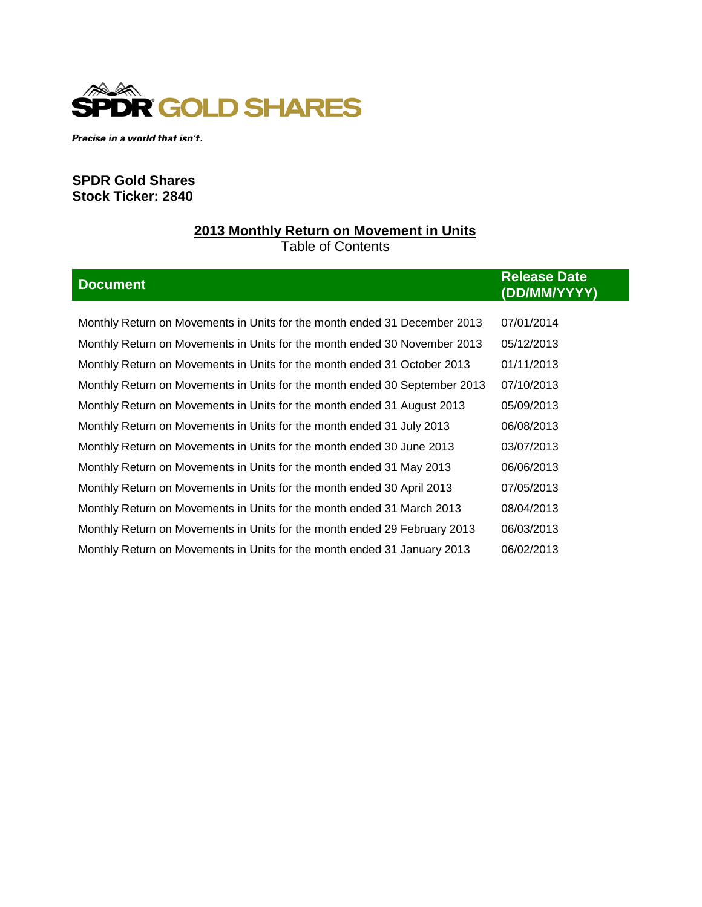SPDR GOLD SHARES

*Precise in a world that isn't.*

**SPDR Gold Shares**
**Stock Ticker: 2840**

## 2013 Monthly Return on Movement in Units

Table of Contents

| Document | Release Date (DD/MM/YYYY) |
| --- | --- |
| Monthly Return on Movements in Units for the month ended 31 December 2013 | 07/01/2014 |
| Monthly Return on Movements in Units for the month ended 30 November 2013 | 05/12/2013 |
| Monthly Return on Movements in Units for the month ended 31 October 2013 | 01/11/2013 |
| Monthly Return on Movements in Units for the month ended 30 September 2013 | 07/10/2013 |
| Monthly Return on Movements in Units for the month ended 31 August 2013 | 05/09/2013 |
| Monthly Return on Movements in Units for the month ended 31 July 2013 | 06/08/2013 |
| Monthly Return on Movements in Units for the month ended 30 June 2013 | 03/07/2013 |
| Monthly Return on Movements in Units for the month ended 31 May 2013 | 06/06/2013 |
| Monthly Return on Movements in Units for the month ended 30 April 2013 | 07/05/2013 |
| Monthly Return on Movements in Units for the month ended 31 March 2013 | 08/04/2013 |
| Monthly Return on Movements in Units for the month ended 29 February 2013 | 06/03/2013 |
| Monthly Return on Movements in Units for the month ended 31 January 2013 | 06/02/2013 |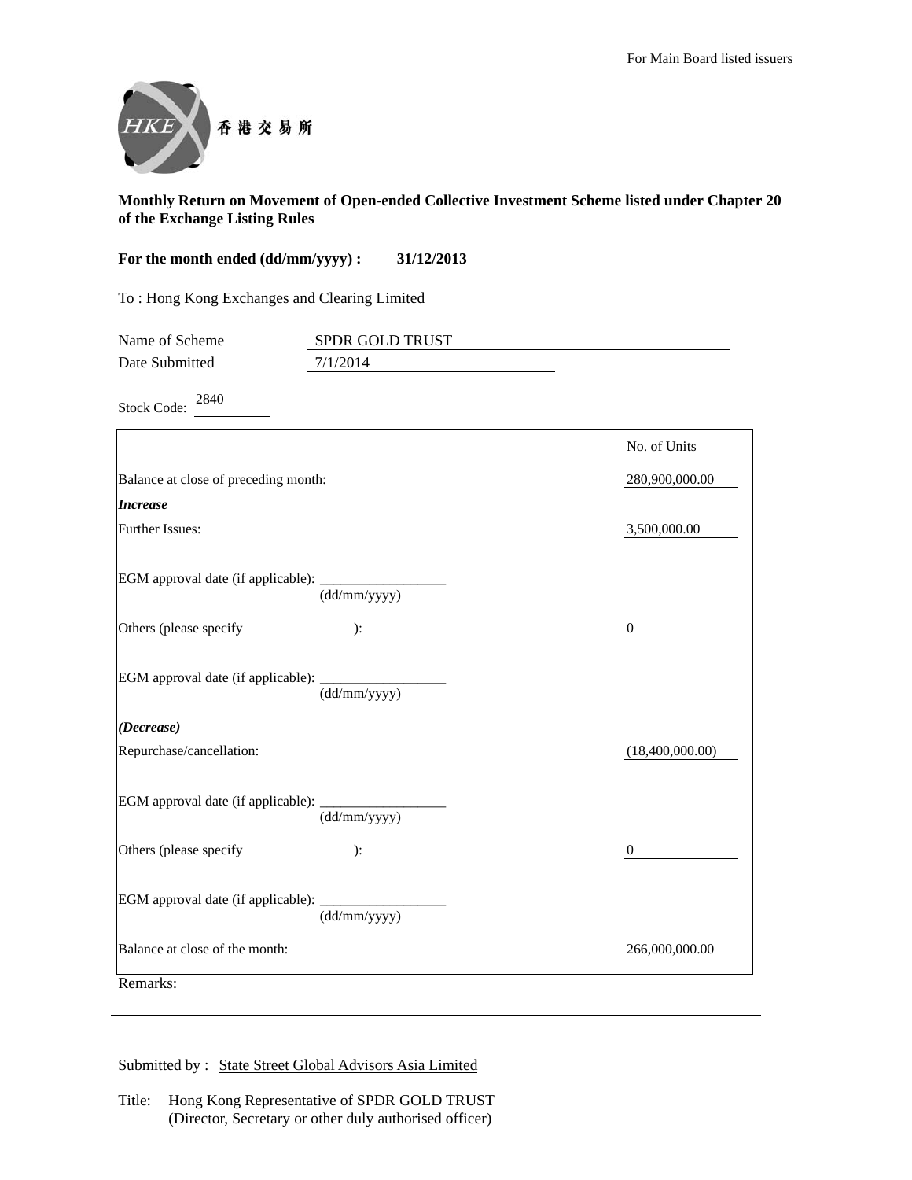For Main Board listed issuers

香港交易所

**Monthly Return on Movement of Open-ended Collective Investment Scheme listed under Chapter 20 of the Exchange Listing Rules**

**For the month ended (dd/mm/yyyy) : 31/12/2013**

To : Hong Kong Exchanges and Clearing Limited

Name of Scheme: SPDR GOLD TRUST

Date Submitted: 7/1/2014

Stock Code: 2840

| | No. of Units |
|---|---|
| Balance at close of preceding month: | 280,900,000.00 |
| ***Increase*** | |
| Further Issues: | 3,500,000.00 |
| EGM approval date (if applicable): ______ (dd/mm/yyyy) | |
| Others (please specify ): | 0 |
| EGM approval date (if applicable): ______ (dd/mm/yyyy) | |
| ***(Decrease)*** | |
| Repurchase/cancellation: | (18,400,000.00) |
| EGM approval date (if applicable): ______ (dd/mm/yyyy) | |
| Others (please specify ): | 0 |
| EGM approval date (if applicable): ______ (dd/mm/yyyy) | |
| Balance at close of the month: | 266,000,000.00 |

Remarks:

Submitted by : State Street Global Advisors Asia Limited

Title: Hong Kong Representative of SPDR GOLD TRUST
(Director, Secretary or other duly authorised officer)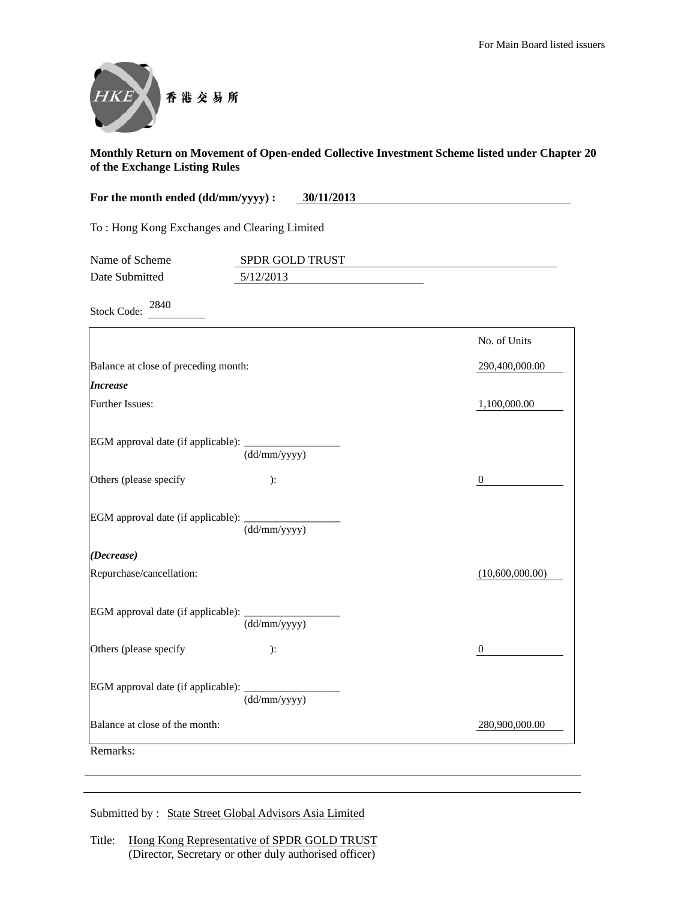For Main Board listed issuers

香港交易所

**Monthly Return on Movement of Open-ended Collective Investment Scheme listed under Chapter 20 of the Exchange Listing Rules**

**For the month ended (dd/mm/yyyy) : 30/11/2013**

To : Hong Kong Exchanges and Clearing Limited

Name of Scheme: SPDR GOLD TRUST

Date Submitted: 5/12/2013

Stock Code: 2840

| | No. of Units |
|---|---|
| Balance at close of preceding month: | 290,400,000.00 |
| ***Increase*** | |
| Further Issues: | 1,100,000.00 |
| EGM approval date (if applicable): ____________ (dd/mm/yyyy) | |
| Others (please specify ): | 0 |
| EGM approval date (if applicable): ____________ (dd/mm/yyyy) | |
| ***(Decrease)*** | |
| Repurchase/cancellation: | (10,600,000.00) |
| EGM approval date (if applicable): ____________ (dd/mm/yyyy) | |
| Others (please specify ): | 0 |
| EGM approval date (if applicable): ____________ (dd/mm/yyyy) | |
| Balance at close of the month: | 280,900,000.00 |

Remarks:

Submitted by : State Street Global Advisors Asia Limited

Title: Hong Kong Representative of SPDR GOLD TRUST
(Director, Secretary or other duly authorised officer)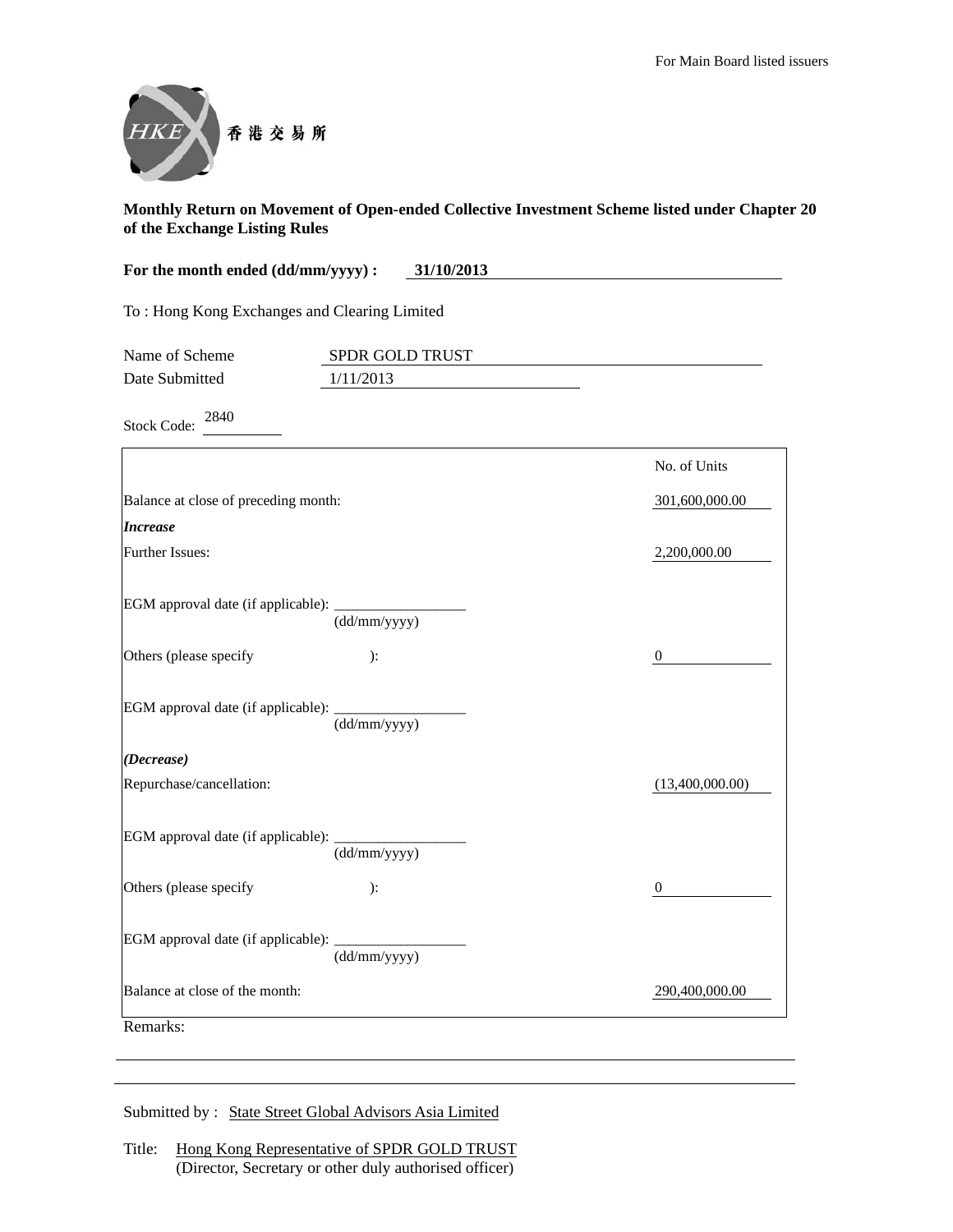For Main Board listed issuers

HKEX 香港交易所

**Monthly Return on Movement of Open-ended Collective Investment Scheme listed under Chapter 20 of the Exchange Listing Rules**

**For the month ended (dd/mm/yyyy) : 31/10/2013**

To : Hong Kong Exchanges and Clearing Limited

Name of Scheme: SPDR GOLD TRUST

Date Submitted: 1/11/2013

Stock Code: 2840

| | No. of Units |
|---|---|
| Balance at close of preceding month: | 301,600,000.00 |
| ***Increase*** | |
| Further Issues: | 2,200,000.00 |
| EGM approval date (if applicable): ____________ (dd/mm/yyyy) | |
| Others (please specify ): | 0 |
| EGM approval date (if applicable): ____________ (dd/mm/yyyy) | |
| ***(Decrease)*** | |
| Repurchase/cancellation: | (13,400,000.00) |
| EGM approval date (if applicable): ____________ (dd/mm/yyyy) | |
| Others (please specify ): | 0 |
| EGM approval date (if applicable): ____________ (dd/mm/yyyy) | |
| Balance at close of the month: | 290,400,000.00 |

Remarks:

Submitted by : State Street Global Advisors Asia Limited

Title: Hong Kong Representative of SPDR GOLD TRUST
(Director, Secretary or other duly authorised officer)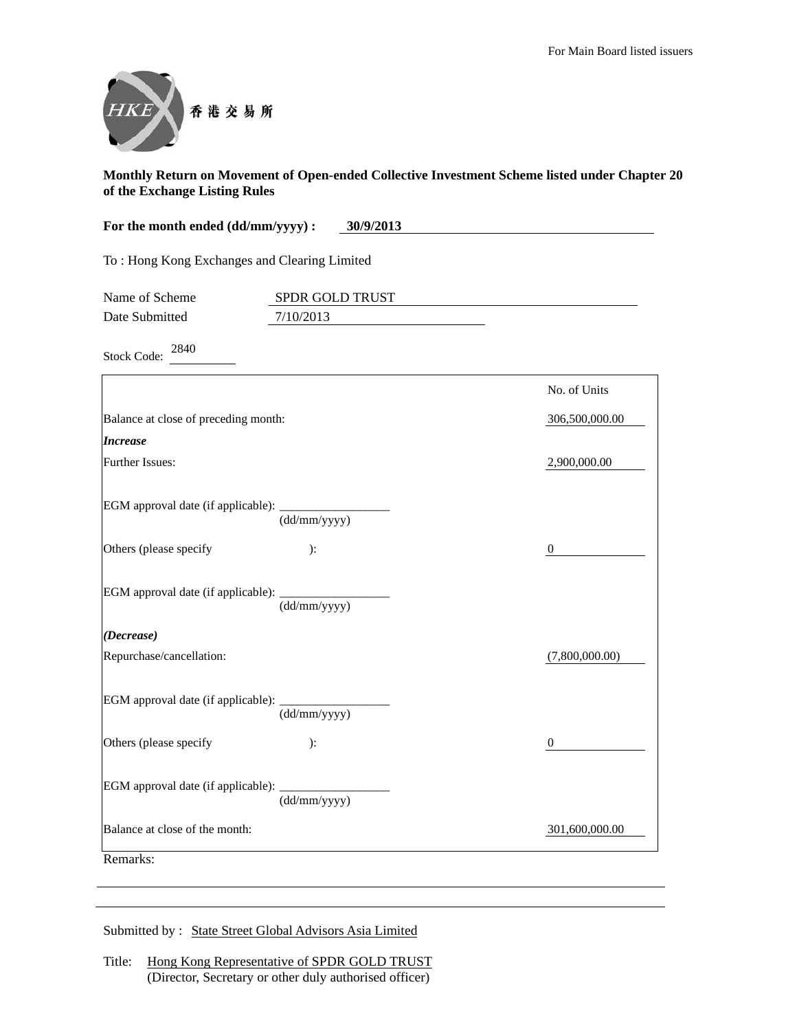For Main Board listed issuers

香港交易所

**Monthly Return on Movement of Open-ended Collective Investment Scheme listed under Chapter 20 of the Exchange Listing Rules**

**For the month ended (dd/mm/yyyy) : 30/9/2013**

To : Hong Kong Exchanges and Clearing Limited

Name of Scheme: SPDR GOLD TRUST

Date Submitted: 7/10/2013

Stock Code: 2840

| | No. of Units |
|---|---|
| Balance at close of preceding month: | 306,500,000.00 |
| ***Increase*** | |
| Further Issues: | 2,900,000.00 |
| EGM approval date (if applicable): ______ (dd/mm/yyyy) | |
| Others (please specify ): | 0 |
| EGM approval date (if applicable): ______ (dd/mm/yyyy) | |
| ***(Decrease)*** | |
| Repurchase/cancellation: | (7,800,000.00) |
| EGM approval date (if applicable): ______ (dd/mm/yyyy) | |
| Others (please specify ): | 0 |
| EGM approval date (if applicable): ______ (dd/mm/yyyy) | |
| Balance at close of the month: | 301,600,000.00 |

Remarks:

Submitted by : State Street Global Advisors Asia Limited

Title: Hong Kong Representative of SPDR GOLD TRUST
(Director, Secretary or other duly authorised officer)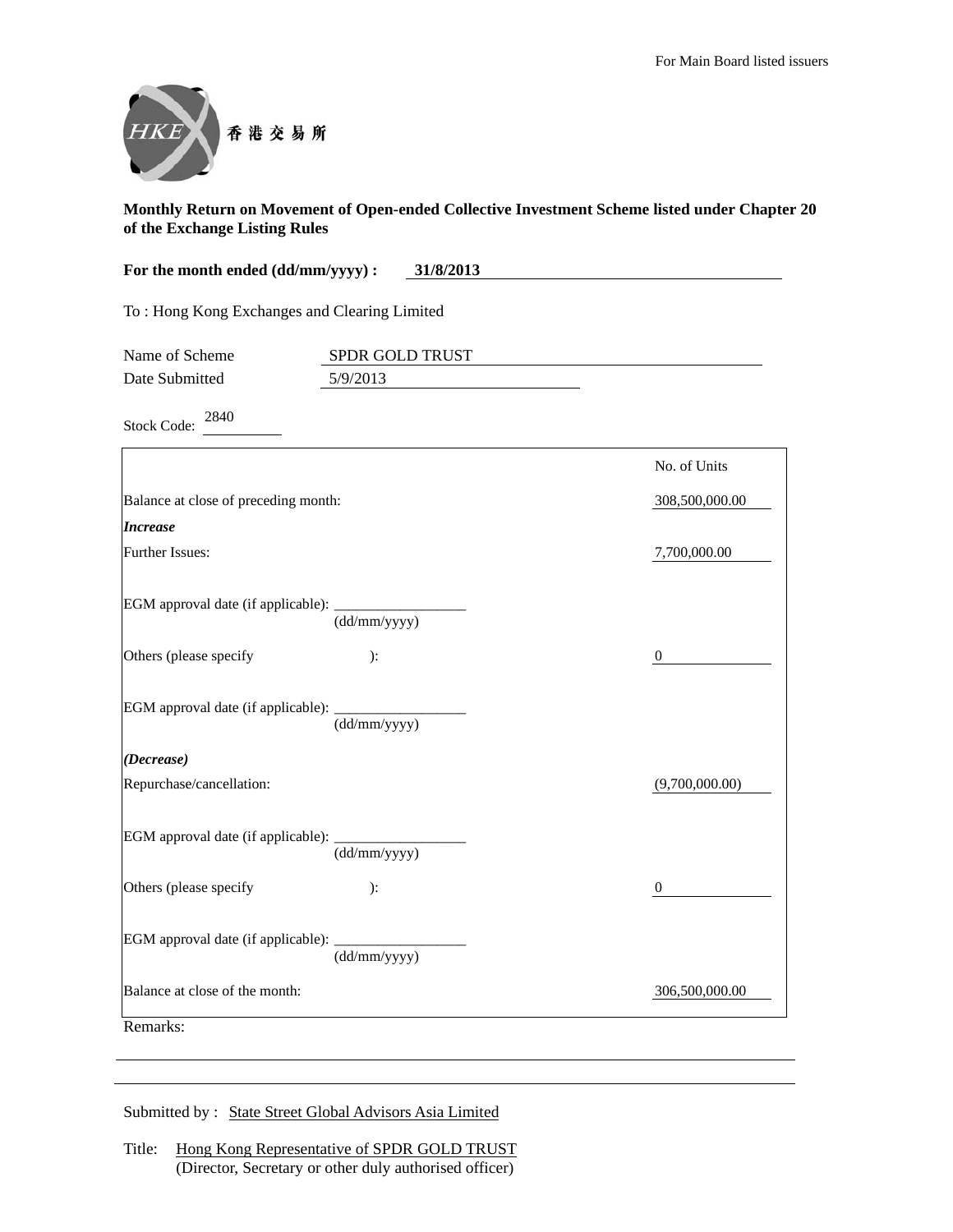For Main Board listed issuers

香港交易所

**Monthly Return on Movement of Open-ended Collective Investment Scheme listed under Chapter 20 of the Exchange Listing Rules**

**For the month ended (dd/mm/yyyy) : 31/8/2013**

To : Hong Kong Exchanges and Clearing Limited

Name of Scheme: SPDR GOLD TRUST

Date Submitted: 5/9/2013

Stock Code: 2840

| | No. of Units |
|---|---|
| Balance at close of preceding month: | 308,500,000.00 |
| ***Increase*** | |
| Further Issues: | 7,700,000.00 |
| EGM approval date (if applicable): ______ (dd/mm/yyyy) | |
| Others (please specify ): | 0 |
| EGM approval date (if applicable): ______ (dd/mm/yyyy) | |
| ***(Decrease)*** | |
| Repurchase/cancellation: | (9,700,000.00) |
| EGM approval date (if applicable): ______ (dd/mm/yyyy) | |
| Others (please specify ): | 0 |
| EGM approval date (if applicable): ______ (dd/mm/yyyy) | |
| Balance at close of the month: | 306,500,000.00 |

Remarks:

Submitted by : State Street Global Advisors Asia Limited

Title: Hong Kong Representative of SPDR GOLD TRUST
(Director, Secretary or other duly authorised officer)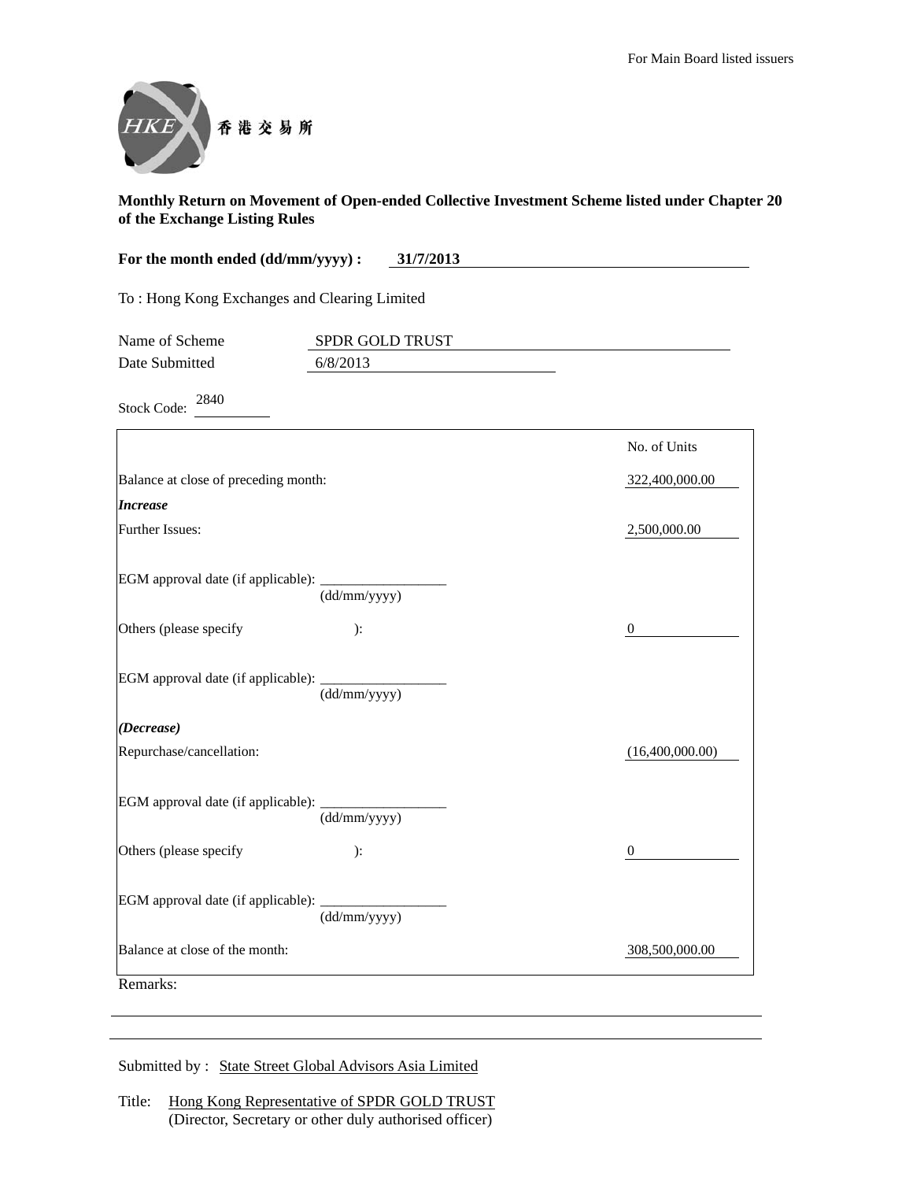For Main Board listed issuers

香港交易所

**Monthly Return on Movement of Open-ended Collective Investment Scheme listed under Chapter 20 of the Exchange Listing Rules**

**For the month ended (dd/mm/yyyy) : 31/7/2013**

To : Hong Kong Exchanges and Clearing Limited

Name of Scheme: SPDR GOLD TRUST

Date Submitted: 6/8/2013

Stock Code: 2840

| | No. of Units |
|---|---|
| Balance at close of preceding month: | 322,400,000.00 |
| ***Increase*** | |
| Further Issues: | 2,500,000.00 |
| EGM approval date (if applicable): ____________ (dd/mm/yyyy) | |
| Others (please specify ): | 0 |
| EGM approval date (if applicable): ____________ (dd/mm/yyyy) | |
| ***(Decrease)*** | |
| Repurchase/cancellation: | (16,400,000.00) |
| EGM approval date (if applicable): ____________ (dd/mm/yyyy) | |
| Others (please specify ): | 0 |
| EGM approval date (if applicable): ____________ (dd/mm/yyyy) | |
| Balance at close of the month: | 308,500,000.00 |

Remarks:

Submitted by : State Street Global Advisors Asia Limited

Title: Hong Kong Representative of SPDR GOLD TRUST
(Director, Secretary or other duly authorised officer)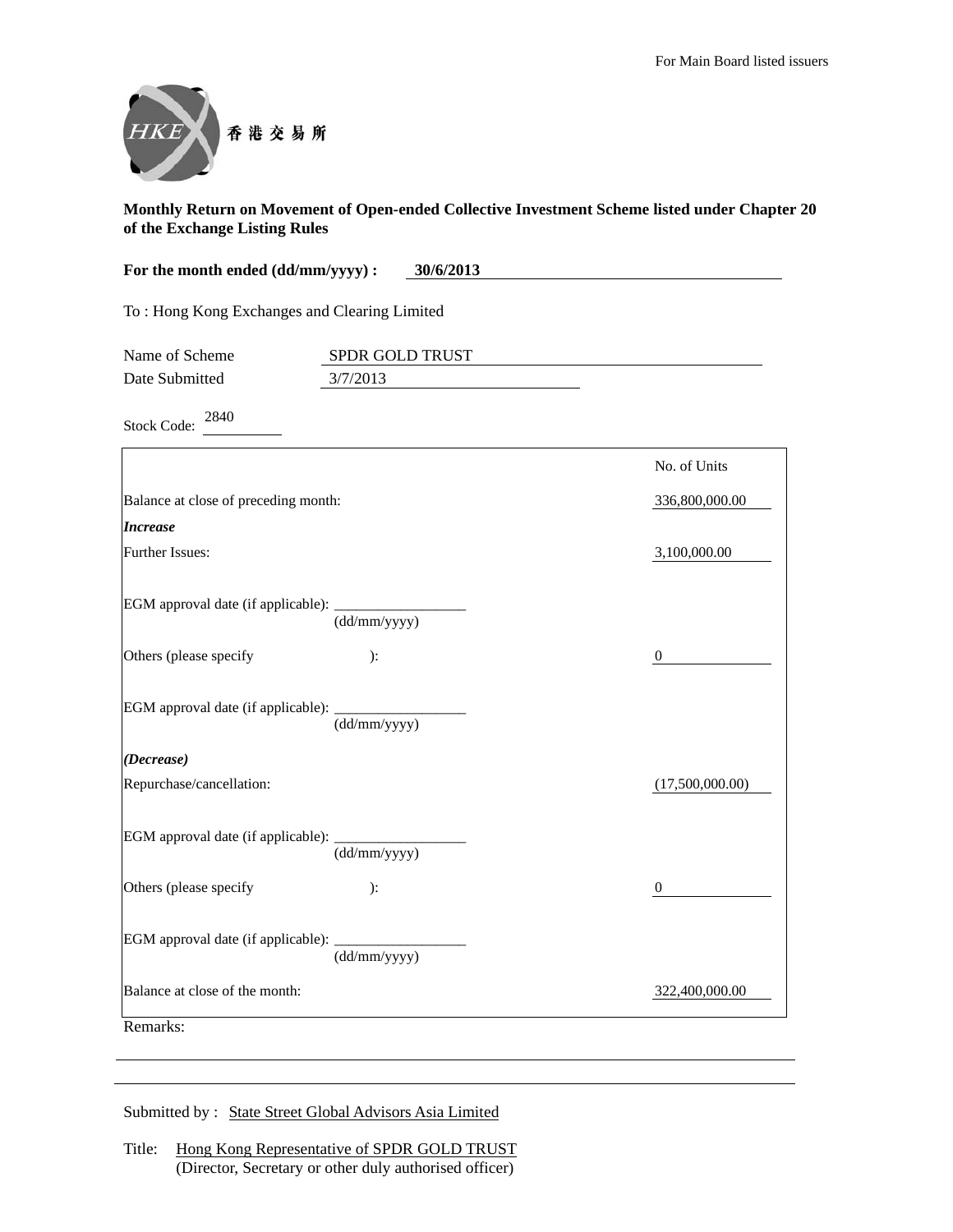For Main Board listed issuers

香港交易所

**Monthly Return on Movement of Open-ended Collective Investment Scheme listed under Chapter 20 of the Exchange Listing Rules**

**For the month ended (dd/mm/yyyy) : 30/6/2013**

To : Hong Kong Exchanges and Clearing Limited

Name of Scheme: SPDR GOLD TRUST

Date Submitted: 3/7/2013

Stock Code: 2840

| | No. of Units |
|---|---|
| Balance at close of preceding month: | 336,800,000.00 |
| ***Increase*** | |
| Further Issues: | 3,100,000.00 |
| EGM approval date (if applicable): __________ (dd/mm/yyyy) | |
| Others (please specify ): | 0 |
| EGM approval date (if applicable): __________ (dd/mm/yyyy) | |
| ***(Decrease)*** | |
| Repurchase/cancellation: | (17,500,000.00) |
| EGM approval date (if applicable): __________ (dd/mm/yyyy) | |
| Others (please specify ): | 0 |
| EGM approval date (if applicable): __________ (dd/mm/yyyy) | |
| Balance at close of the month: | 322,400,000.00 |

Remarks:

Submitted by : State Street Global Advisors Asia Limited

Title: Hong Kong Representative of SPDR GOLD TRUST
(Director, Secretary or other duly authorised officer)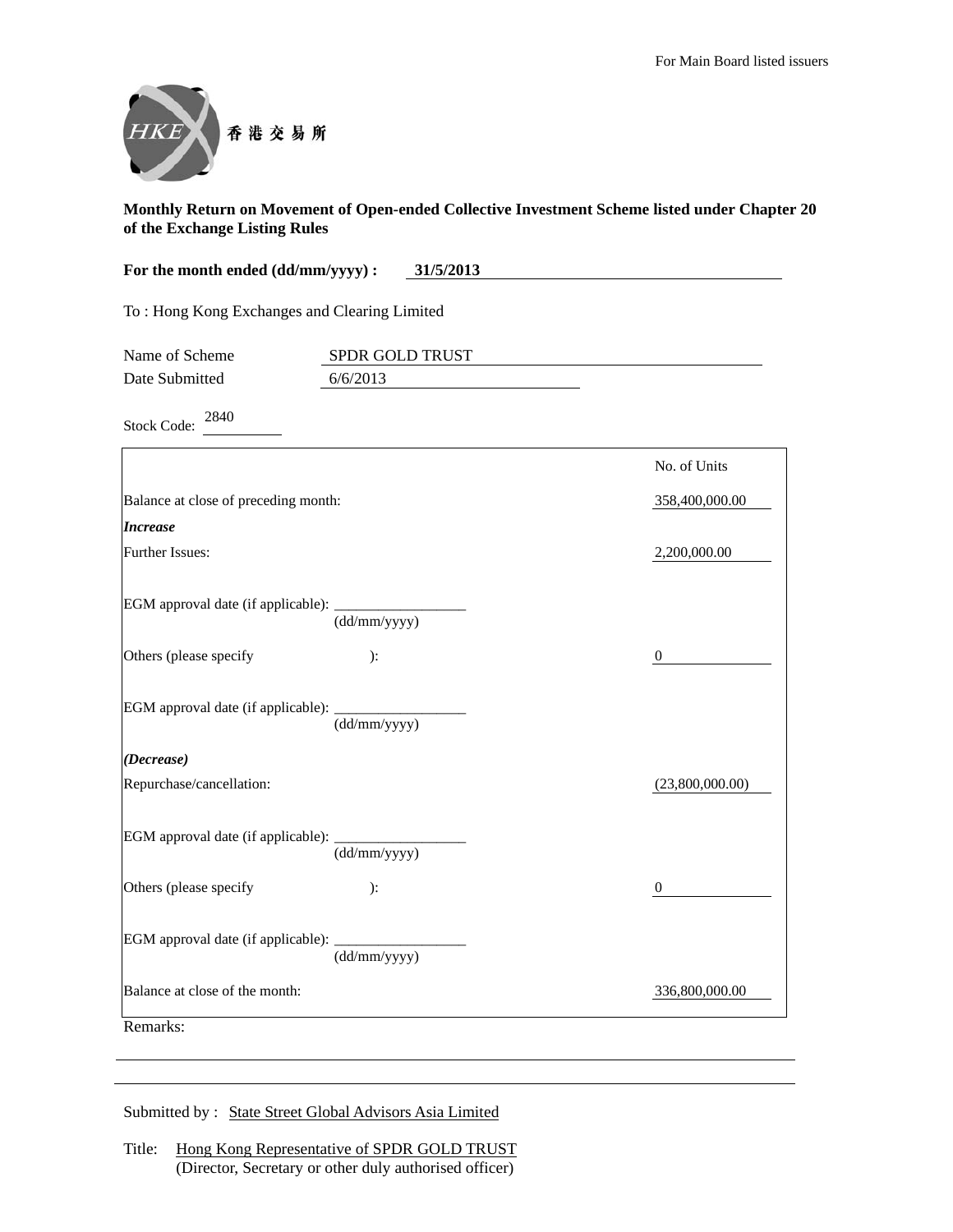For Main Board listed issuers

香港交易所

**Monthly Return on Movement of Open-ended Collective Investment Scheme listed under Chapter 20 of the Exchange Listing Rules**

**For the month ended (dd/mm/yyyy) : 31/5/2013**

To : Hong Kong Exchanges and Clearing Limited

Name of Scheme: SPDR GOLD TRUST

Date Submitted: 6/6/2013

Stock Code: 2840

| | No. of Units |
|---|---|
| Balance at close of preceding month: | 358,400,000.00 |
| ***Increase*** | |
| Further Issues: | 2,200,000.00 |
| EGM approval date (if applicable): ____________ (dd/mm/yyyy) | |
| Others (please specify ): | 0 |
| EGM approval date (if applicable): ____________ (dd/mm/yyyy) | |
| ***(Decrease)*** | |
| Repurchase/cancellation: | (23,800,000.00) |
| EGM approval date (if applicable): ____________ (dd/mm/yyyy) | |
| Others (please specify ): | 0 |
| EGM approval date (if applicable): ____________ (dd/mm/yyyy) | |
| Balance at close of the month: | 336,800,000.00 |

Remarks:

Submitted by : State Street Global Advisors Asia Limited

Title: Hong Kong Representative of SPDR GOLD TRUST
(Director, Secretary or other duly authorised officer)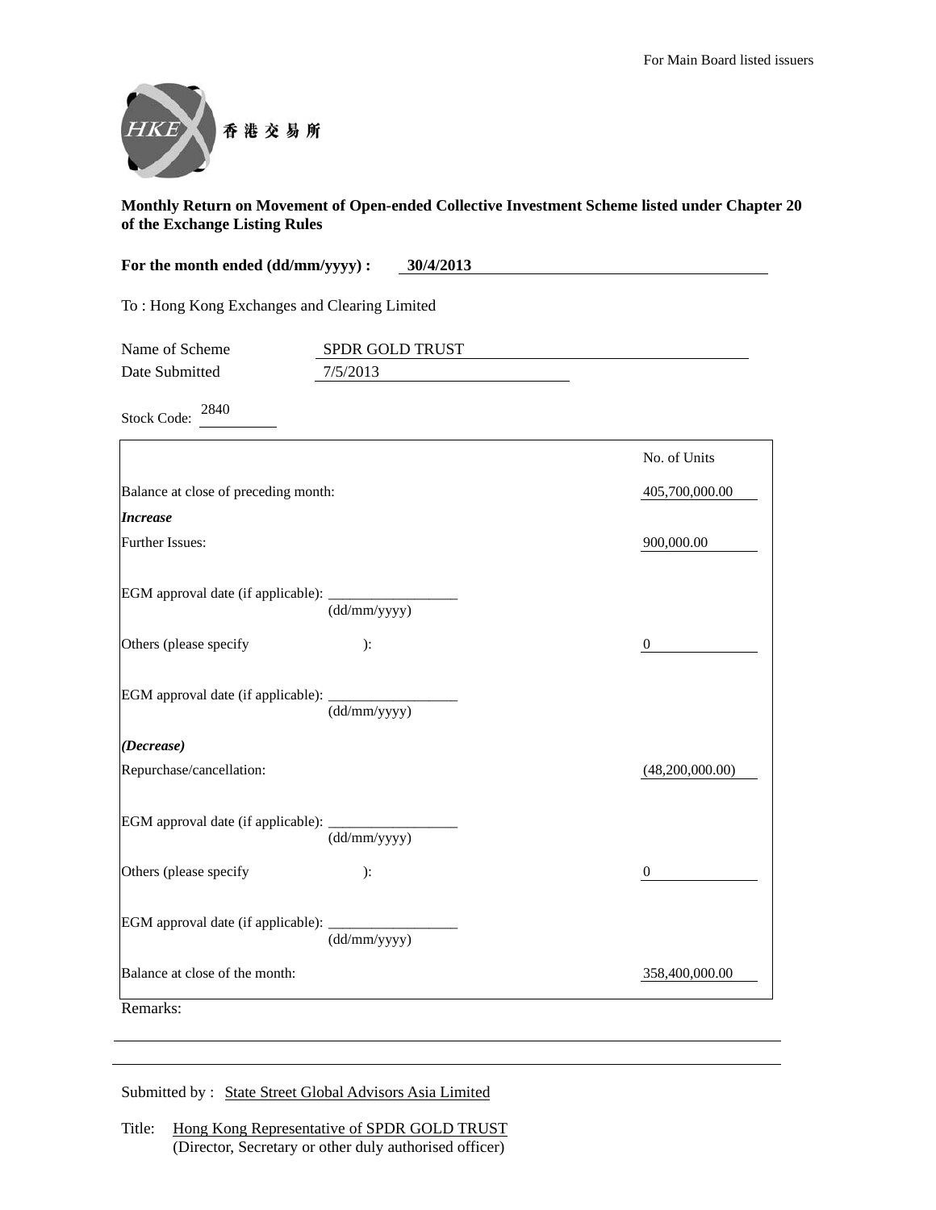For Main Board listed issuers

香港交易所

**Monthly Return on Movement of Open-ended Collective Investment Scheme listed under Chapter 20 of the Exchange Listing Rules**

**For the month ended (dd/mm/yyyy) : 30/4/2013**

To : Hong Kong Exchanges and Clearing Limited

Name of Scheme: SPDR GOLD TRUST

Date Submitted: 7/5/2013

Stock Code: 2840

| | No. of Units |
|---|---|
| Balance at close of preceding month: | 405,700,000.00 |
| ***Increase*** | |
| Further Issues: | 900,000.00 |
| EGM approval date (if applicable): ______________ (dd/mm/yyyy) | |
| Others (please specify ): | 0 |
| EGM approval date (if applicable): ______________ (dd/mm/yyyy) | |
| ***(Decrease)*** | |
| Repurchase/cancellation: | (48,200,000.00) |
| EGM approval date (if applicable): ______________ (dd/mm/yyyy) | |
| Others (please specify ): | 0 |
| EGM approval date (if applicable): ______________ (dd/mm/yyyy) | |
| Balance at close of the month: | 358,400,000.00 |

Remarks:

Submitted by : State Street Global Advisors Asia Limited

Title: Hong Kong Representative of SPDR GOLD TRUST
(Director, Secretary or other duly authorised officer)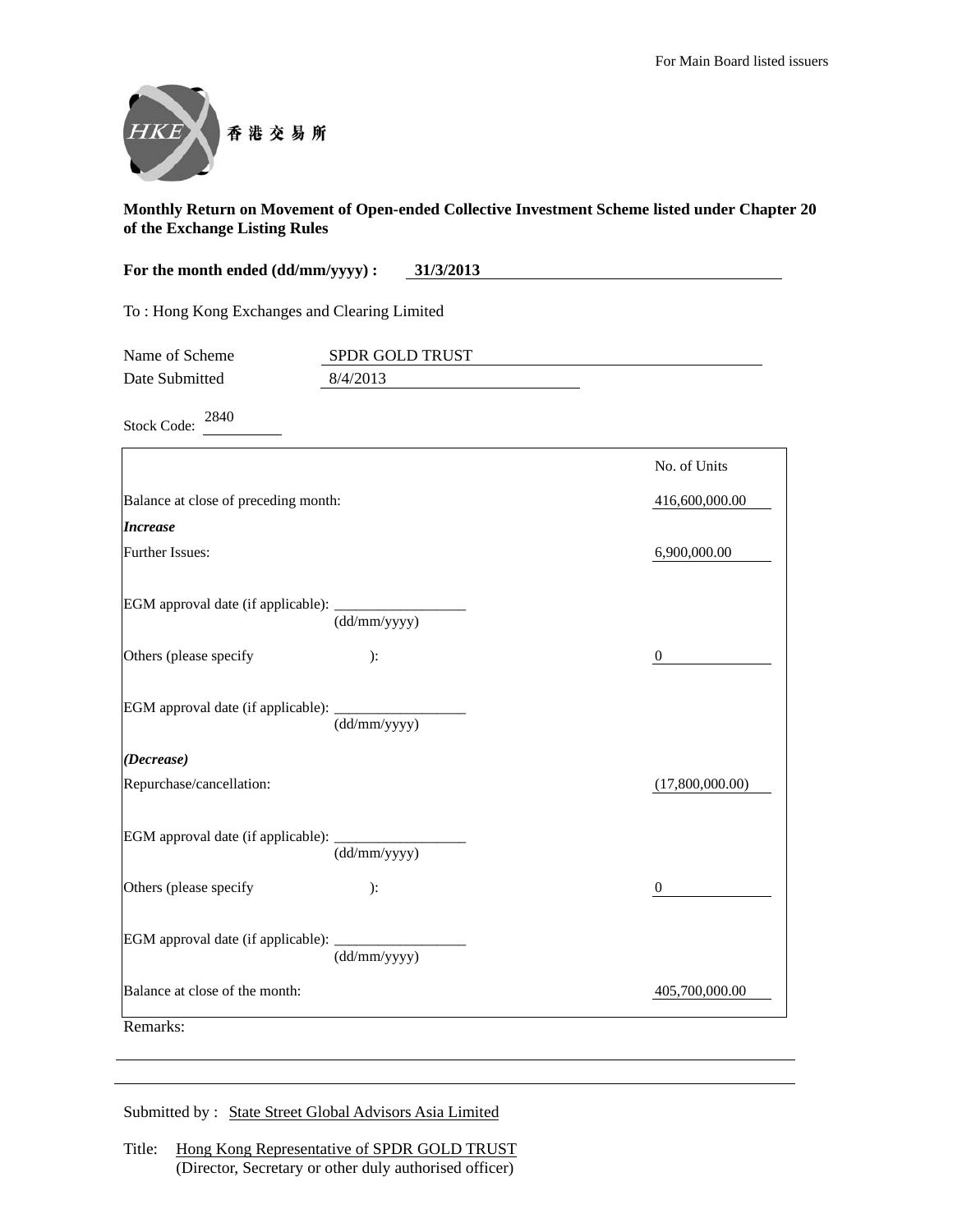For Main Board listed issuers

香港交易所

**Monthly Return on Movement of Open-ended Collective Investment Scheme listed under Chapter 20 of the Exchange Listing Rules**

**For the month ended (dd/mm/yyyy) : 31/3/2013**

To : Hong Kong Exchanges and Clearing Limited

Name of Scheme: SPDR GOLD TRUST

Date Submitted: 8/4/2013

Stock Code: 2840

| | No. of Units |
|---|---|
| Balance at close of preceding month: | 416,600,000.00 |
| ***Increase*** | |
| Further Issues: | 6,900,000.00 |
| EGM approval date (if applicable): ________ (dd/mm/yyyy) | |
| Others (please specify ): | 0 |
| EGM approval date (if applicable): ________ (dd/mm/yyyy) | |
| ***(Decrease)*** | |
| Repurchase/cancellation: | (17,800,000.00) |
| EGM approval date (if applicable): ________ (dd/mm/yyyy) | |
| Others (please specify ): | 0 |
| EGM approval date (if applicable): ________ (dd/mm/yyyy) | |
| Balance at close of the month: | 405,700,000.00 |

Remarks:

Submitted by : State Street Global Advisors Asia Limited

Title: Hong Kong Representative of SPDR GOLD TRUST
(Director, Secretary or other duly authorised officer)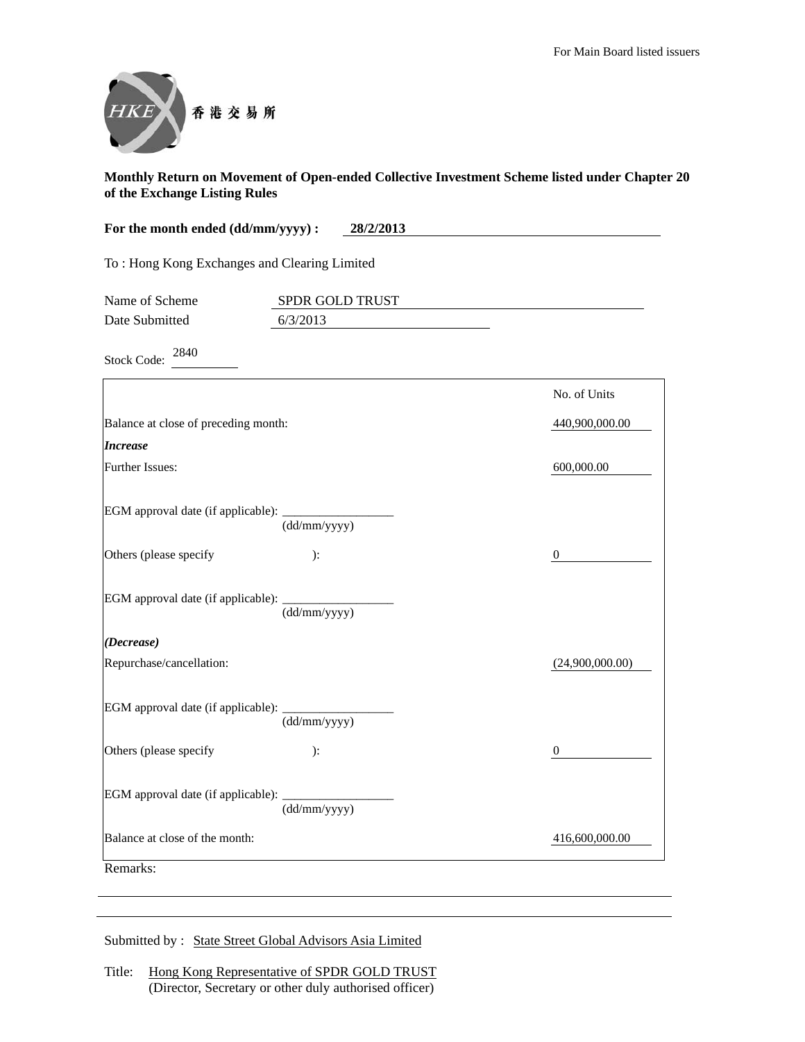For Main Board listed issuers

香港交易所

**Monthly Return on Movement of Open-ended Collective Investment Scheme listed under Chapter 20 of the Exchange Listing Rules**

**For the month ended (dd/mm/yyyy) : 28/2/2013**

To : Hong Kong Exchanges and Clearing Limited

Name of Scheme: SPDR GOLD TRUST

Date Submitted: 6/3/2013

Stock Code: 2840

| | No. of Units |
|---|---|
| Balance at close of preceding month: | 440,900,000.00 |
| ***Increase*** | |
| Further Issues: | 600,000.00 |
| EGM approval date (if applicable): ________ (dd/mm/yyyy) | |
| Others (please specify ): | 0 |
| EGM approval date (if applicable): ________ (dd/mm/yyyy) | |
| ***(Decrease)*** | |
| Repurchase/cancellation: | (24,900,000.00) |
| EGM approval date (if applicable): ________ (dd/mm/yyyy) | |
| Others (please specify ): | 0 |
| EGM approval date (if applicable): ________ (dd/mm/yyyy) | |
| Balance at close of the month: | 416,600,000.00 |

Remarks:

Submitted by : State Street Global Advisors Asia Limited

Title: Hong Kong Representative of SPDR GOLD TRUST
(Director, Secretary or other duly authorised officer)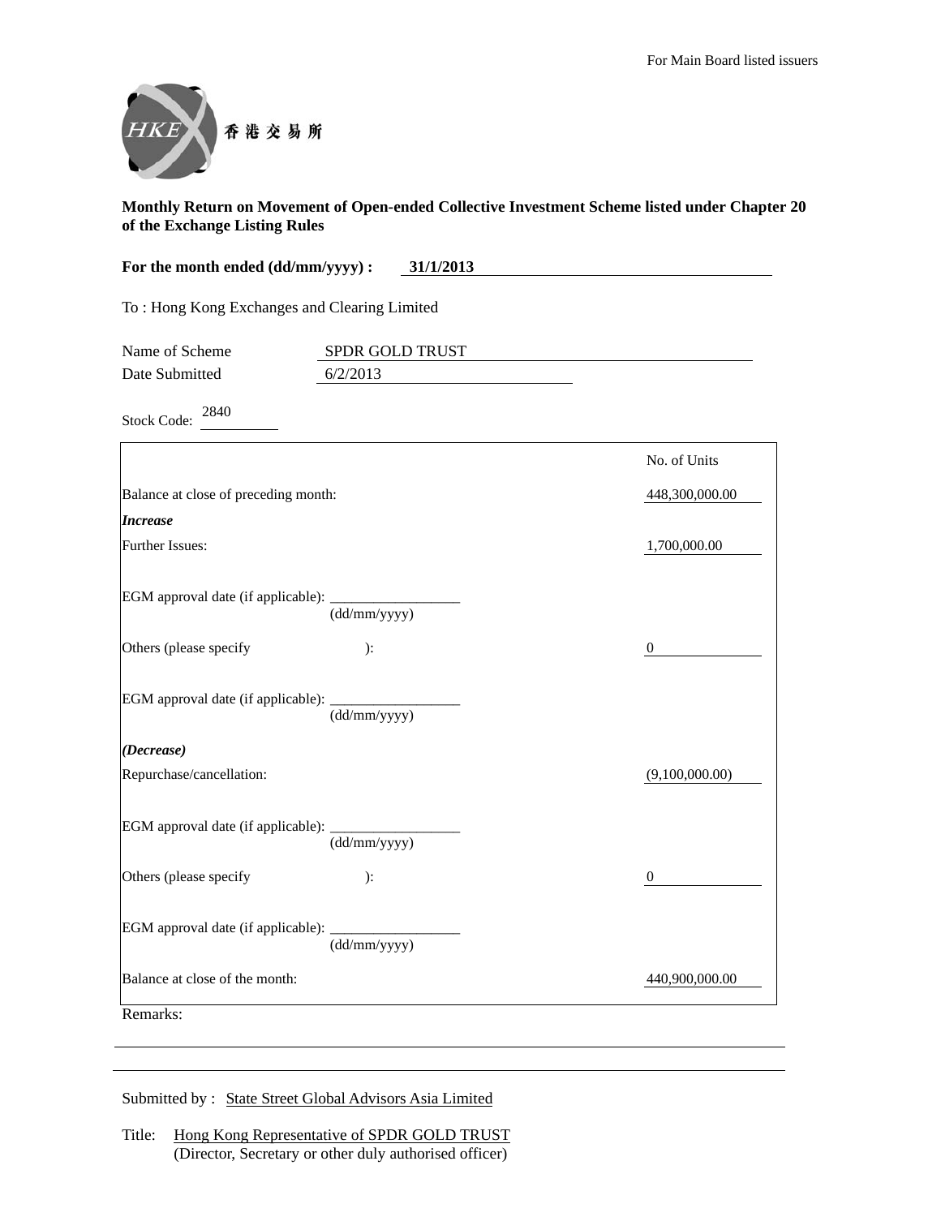For Main Board listed issuers

香港交易所

**Monthly Return on Movement of Open-ended Collective Investment Scheme listed under Chapter 20 of the Exchange Listing Rules**

**For the month ended (dd/mm/yyyy) : 31/1/2013**

To : Hong Kong Exchanges and Clearing Limited

Name of Scheme: SPDR GOLD TRUST

Date Submitted: 6/2/2013

Stock Code: 2840

| | No. of Units |
|---|---|
| Balance at close of preceding month: | 448,300,000.00 |
| ***Increase*** | |
| Further Issues: | 1,700,000.00 |
| EGM approval date (if applicable): ______ (dd/mm/yyyy) | |
| Others (please specify ): | 0 |
| EGM approval date (if applicable): ______ (dd/mm/yyyy) | |
| ***(Decrease)*** | |
| Repurchase/cancellation: | (9,100,000.00) |
| EGM approval date (if applicable): ______ (dd/mm/yyyy) | |
| Others (please specify ): | 0 |
| EGM approval date (if applicable): ______ (dd/mm/yyyy) | |
| Balance at close of the month: | 440,900,000.00 |

Remarks:

Submitted by : State Street Global Advisors Asia Limited

Title: Hong Kong Representative of SPDR GOLD TRUST
(Director, Secretary or other duly authorised officer)